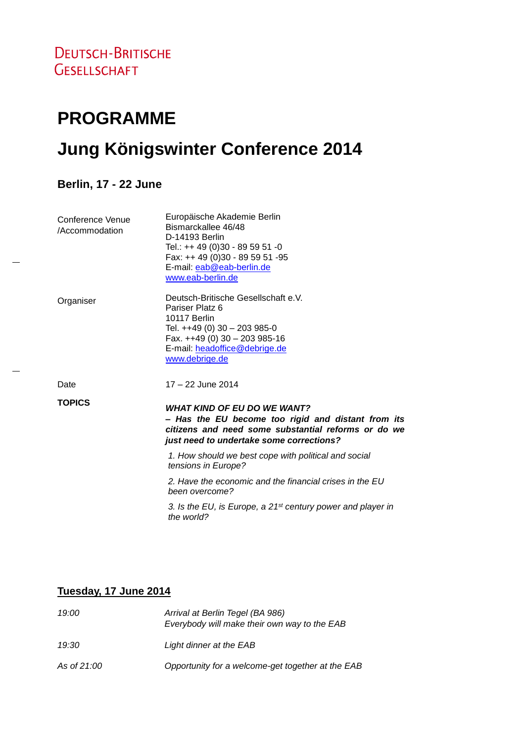DEUTSCH-BRITISCHE GESELLSCHAFT

# PROGRAMME

# Jung Königswinter Conference 2014

### Berlin, 17 - 22 June

| | |
|---|---|
| Conference Venue /Accommodation | Europäische Akademie Berlin<br>Bismarckallee 46/48<br>D-14193 Berlin<br>Tel.: ++ 49 (0)30 - 89 59 51 -0<br>Fax: ++ 49 (0)30 - 89 59 51 -95<br>E-mail: eab@eab-berlin.de<br>www.eab-berlin.de |
| Organiser | Deutsch-Britische Gesellschaft e.V.<br>Pariser Platz 6<br>10117 Berlin<br>Tel. ++49 (0) 30 – 203 985-0<br>Fax. ++49 (0) 30 – 203 985-16<br>E-mail: headoffice@debrige.de<br>www.debrige.de |
| Date | 17 – 22 June 2014 |
| **TOPICS** | ***WHAT KIND OF EU DO WE WANT?***<br>***– Has the EU become too rigid and distant from its citizens and need some substantial reforms or do we just need to undertake some corrections?***<br>*1. How should we best cope with political and social tensions in Europe?*<br>*2. Have the economic and the financial crises in the EU been overcome?*<br>*3. Is the EU, is Europe, a 21st century power and player in the world?* |

## Tuesday, 17 June 2014

| | |
|---|---|
| *19:00* | *Arrival at Berlin Tegel (BA 986)*<br>*Everybody will make their own way to the EAB* |
| *19:30* | *Light dinner at the EAB* |
| *As of 21:00* | *Opportunity for a welcome-get together at the EAB* |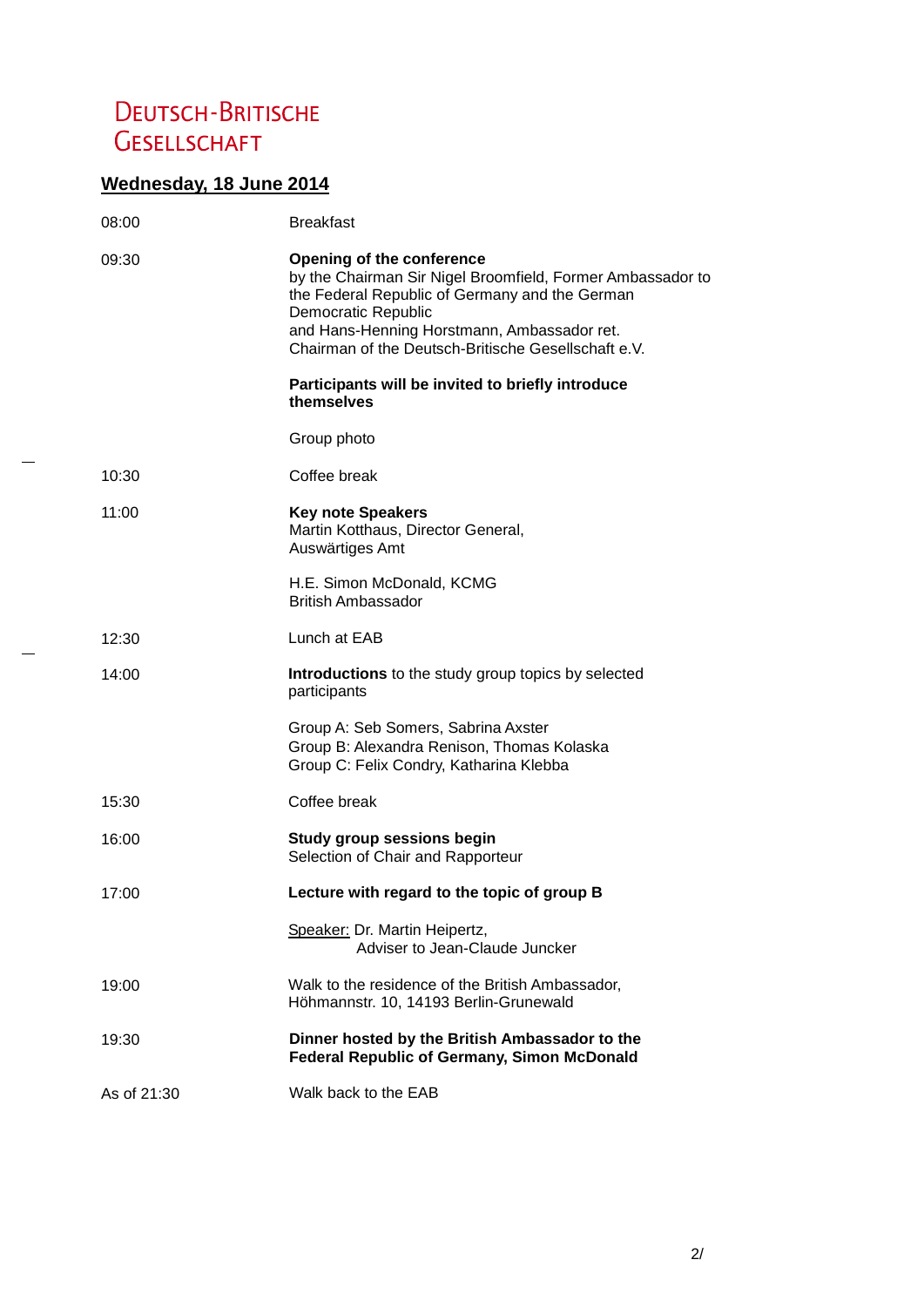Deutsch-Britische Gesellschaft

## Wednesday, 18 June 2014

| | |
|---|---|
| 08:00 | Breakfast |
| 09:30 | **Opening of the conference**<br>by the Chairman Sir Nigel Broomfield, Former Ambassador to the Federal Republic of Germany and the German Democratic Republic<br>and Hans-Henning Horstmann, Ambassador ret. Chairman of the Deutsch-Britische Gesellschaft e.V.<br><br>**Participants will be invited to briefly introduce themselves**<br><br>Group photo |
| 10:30 | Coffee break |
| 11:00 | **Key note Speakers**<br>Martin Kotthaus, Director General, Auswärtiges Amt<br><br>H.E. Simon McDonald, KCMG<br>British Ambassador |
| 12:30 | Lunch at EAB |
| 14:00 | **Introductions** to the study group topics by selected participants<br><br>Group A: Seb Somers, Sabrina Axster<br>Group B: Alexandra Renison, Thomas Kolaska<br>Group C: Felix Condry, Katharina Klebba |
| 15:30 | Coffee break |
| 16:00 | **Study group sessions begin**<br>Selection of Chair and Rapporteur |
| 17:00 | **Lecture with regard to the topic of group B**<br><br>Speaker: Dr. Martin Heipertz,<br>Adviser to Jean-Claude Juncker |
| 19:00 | Walk to the residence of the British Ambassador, Höhmannstr. 10, 14193 Berlin-Grunewald |
| 19:30 | **Dinner hosted by the British Ambassador to the Federal Republic of Germany, Simon McDonald** |
| As of 21:30 | Walk back to the EAB |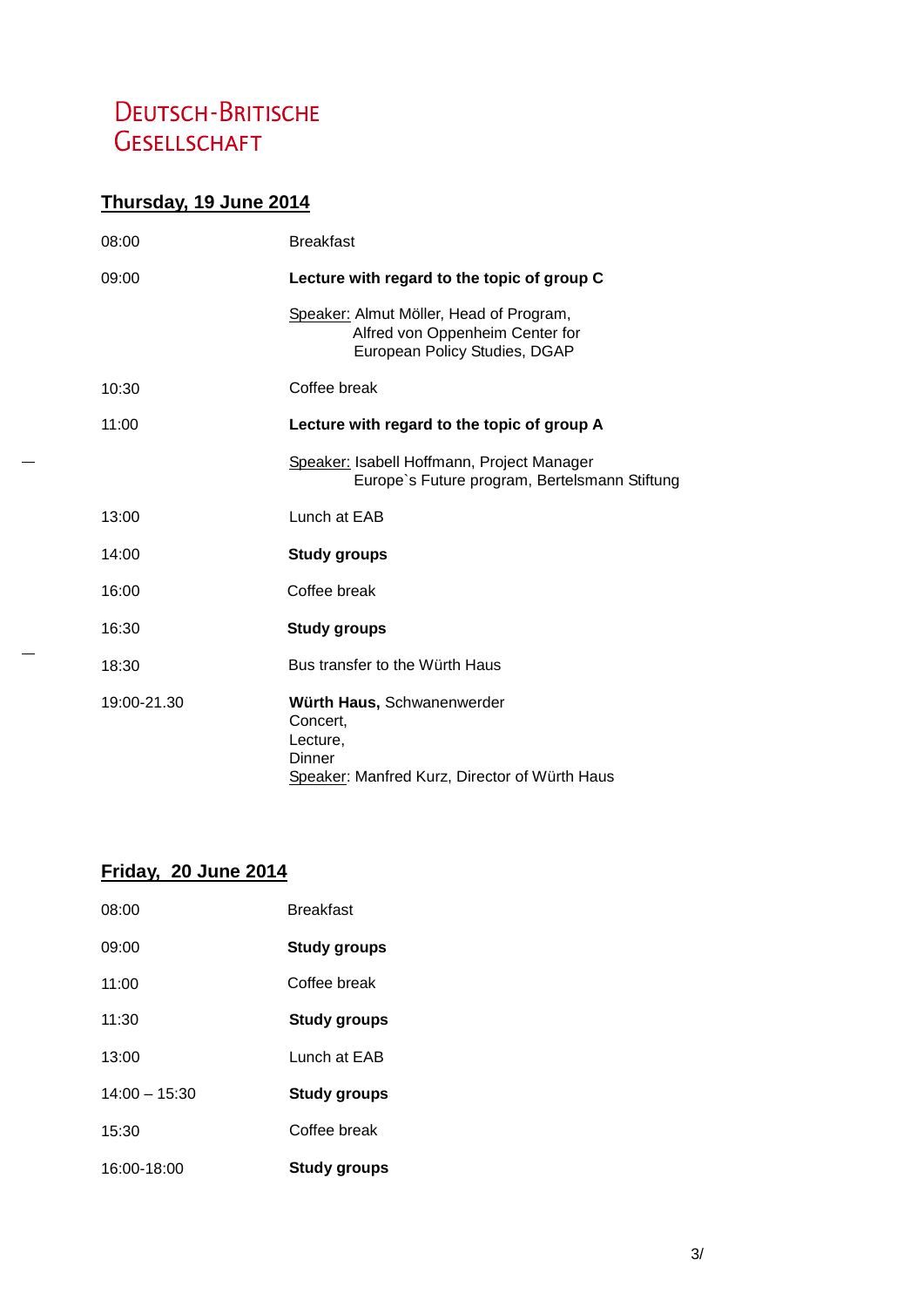Deutsch-Britische Gesellschaft

## Thursday, 19 June 2014

| | |
|---|---|
| 08:00 | Breakfast |
| 09:00 | **Lecture with regard to the topic of group C** |
| | Speaker: Almut Möller, Head of Program, Alfred von Oppenheim Center for European Policy Studies, DGAP |
| 10:30 | Coffee break |
| 11:00 | **Lecture with regard to the topic of group A** |
| | Speaker: Isabell Hoffmann, Project Manager Europe`s Future program, Bertelsmann Stiftung |
| 13:00 | Lunch at EAB |
| 14:00 | **Study groups** |
| 16:00 | Coffee break |
| 16:30 | **Study groups** |
| 18:30 | Bus transfer to the Würth Haus |
| 19:00-21.30 | **Würth Haus,** Schwanenwerder<br>Concert,<br>Lecture,<br>Dinner<br>Speaker: Manfred Kurz, Director of Würth Haus |

## Friday, 20 June 2014

| | |
|---|---|
| 08:00 | Breakfast |
| 09:00 | **Study groups** |
| 11:00 | Coffee break |
| 11:30 | **Study groups** |
| 13:00 | Lunch at EAB |
| 14:00 – 15:30 | **Study groups** |
| 15:30 | Coffee break |
| 16:00-18:00 | **Study groups** |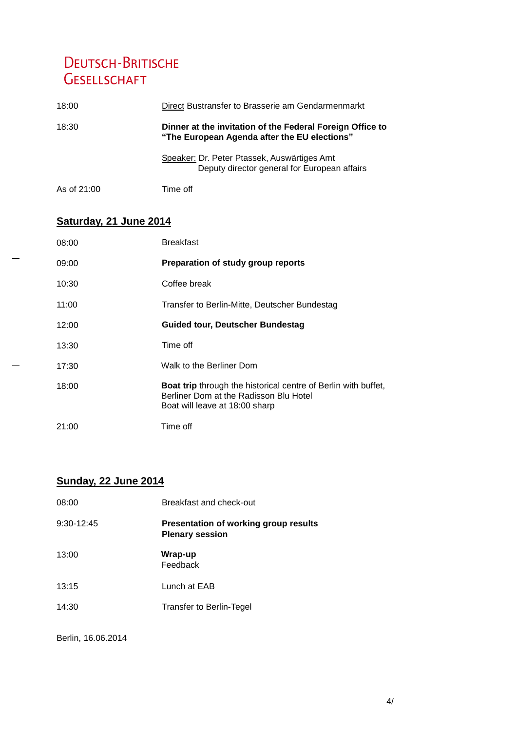DEUTSCH-BRITISCHE GESELLSCHAFT

| | |
|---|---|
| 18:00 | Direct Bustransfer to Brasserie am Gendarmenmarkt |
| 18:30 | **Dinner at the invitation of the Federal Foreign Office to "The European Agenda after the EU elections"** |
| | Speaker: Dr. Peter Ptassek, Auswärtiges Amt<br>Deputy director general for European affairs |
| As of 21:00 | Time off |

## Saturday, 21 June 2014

| | |
|---|---|
| 08:00 | Breakfast |
| 09:00 | **Preparation of study group reports** |
| 10:30 | Coffee break |
| 11:00 | Transfer to Berlin-Mitte, Deutscher Bundestag |
| 12:00 | **Guided tour, Deutscher Bundestag** |
| 13:30 | Time off |
| 17:30 | Walk to the Berliner Dom |
| 18:00 | **Boat trip** through the historical centre of Berlin with buffet, Berliner Dom at the Radisson Blu Hotel<br>Boat will leave at 18:00 sharp |
| 21:00 | Time off |

## Sunday, 22 June 2014

| | |
|---|---|
| 08:00 | Breakfast and check-out |
| 9:30-12:45 | **Presentation of working group results**<br>**Plenary session** |
| 13:00 | **Wrap-up**<br>Feedback |
| 13:15 | Lunch at EAB |
| 14:30 | Transfer to Berlin-Tegel |

Berlin, 16.06.2014